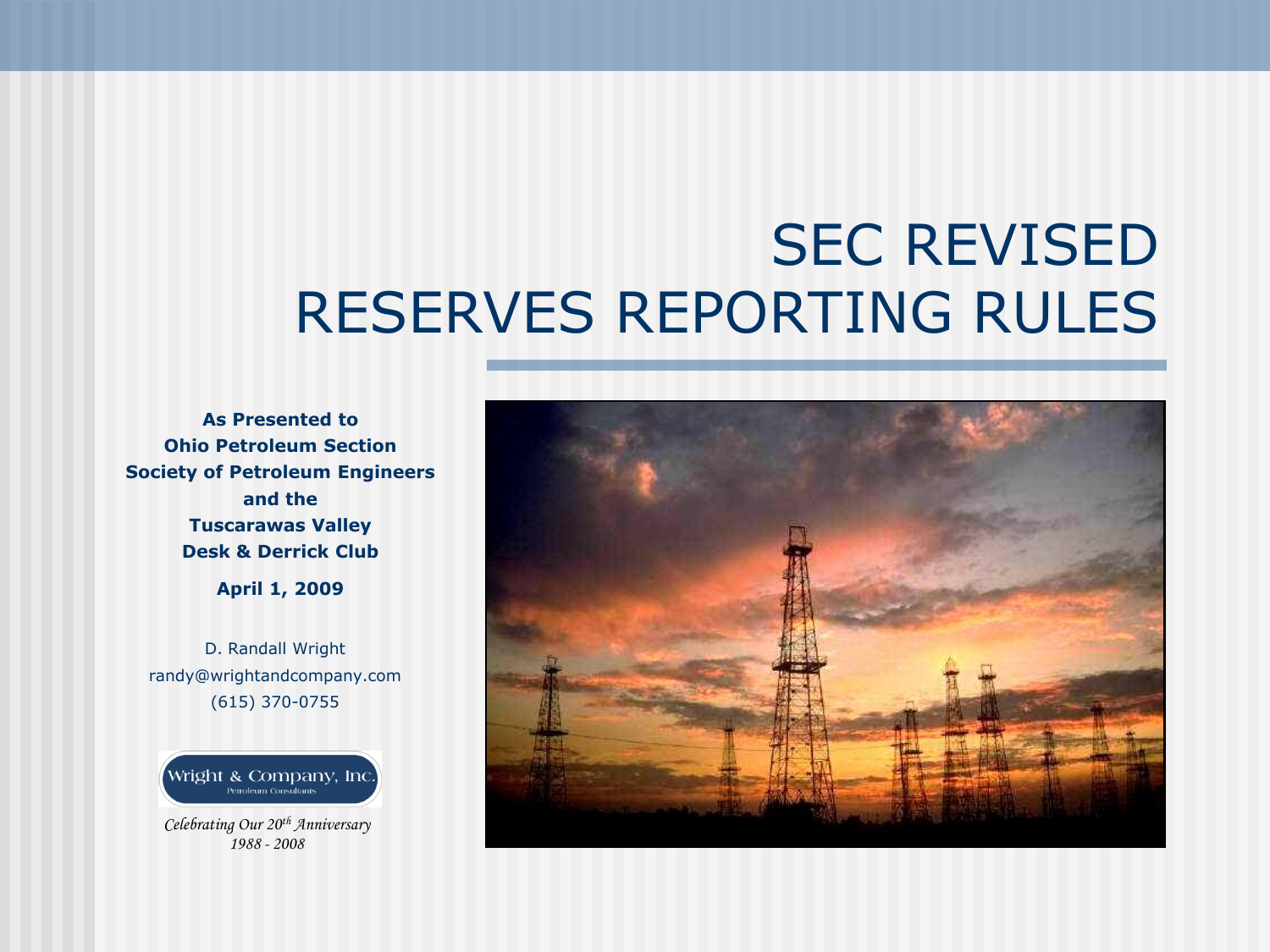# SEC REVISED RESERVES REPORTING RULES

**As Presented to**
**Ohio Petroleum Section**
**Society of Petroleum Engineers**
**and the**
**Tuscarawas Valley**
**Desk & Derrick Club**

**April 1, 2009**

D. Randall Wright
randy@wrightandcompany.com
(615) 370-0755

Wright & Company, Inc.
Petroleum Consultants

*Celebrating Our 20th Anniversary*
*1988 - 2008*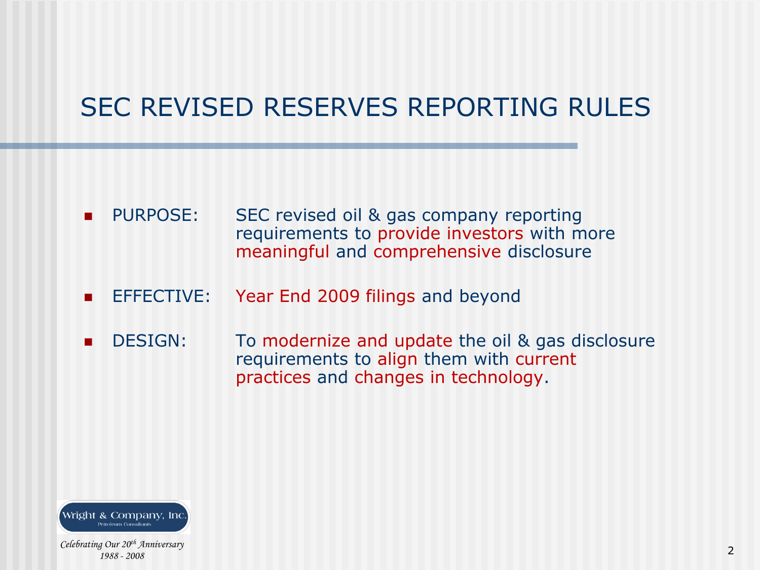# SEC REVISED RESERVES REPORTING RULES

- PURPOSE: SEC revised oil & gas company reporting requirements to provide investors with more meaningful and comprehensive disclosure
- EFFECTIVE: Year End 2009 filings and beyond
- DESIGN: To modernize and update the oil & gas disclosure requirements to align them with current practices and changes in technology.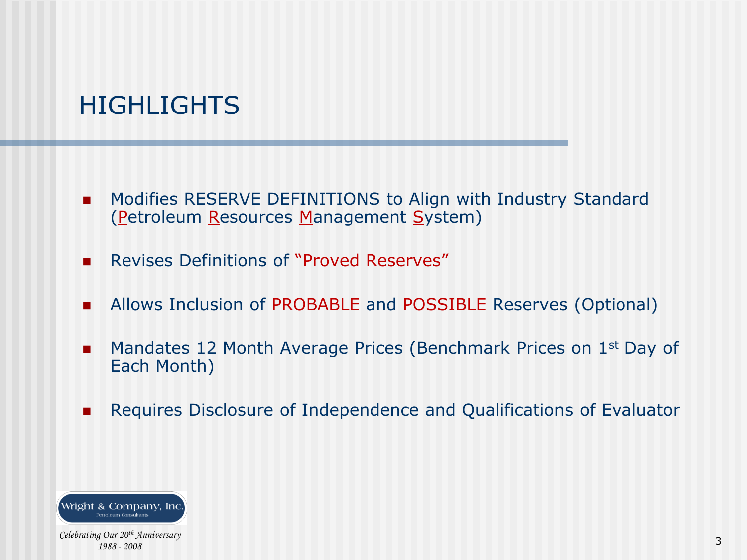# HIGHLIGHTS

- Modifies RESERVE DEFINITIONS to Align with Industry Standard (Petroleum Resources Management System)
- Revises Definitions of "Proved Reserves"
- Allows Inclusion of PROBABLE and POSSIBLE Reserves (Optional)
- Mandates 12 Month Average Prices (Benchmark Prices on 1st Day of Each Month)
- Requires Disclosure of Independence and Qualifications of Evaluator

Wright & Company, Inc.
Petroleum Consultants

*Celebrating Our 20th Anniversary*
*1988 - 2008*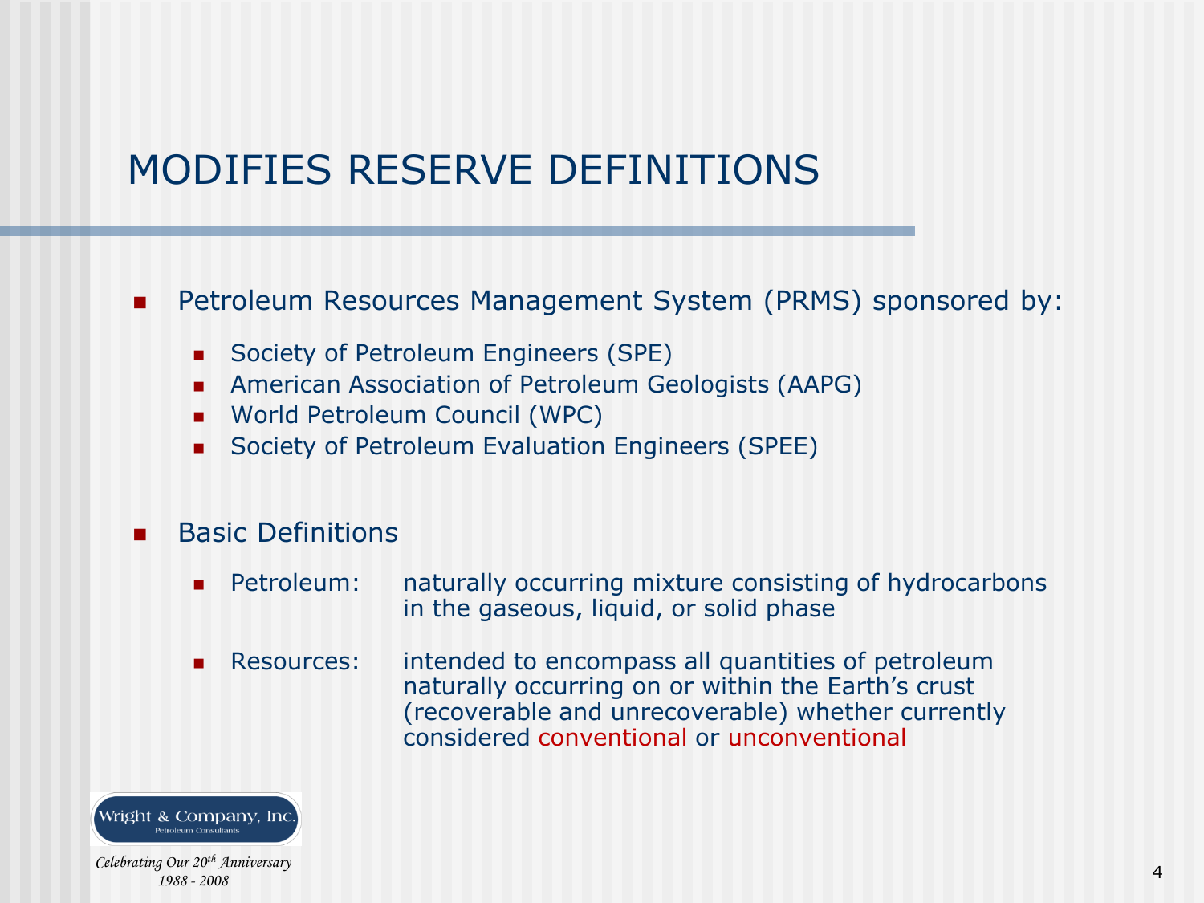# MODIFIES RESERVE DEFINITIONS

- Petroleum Resources Management System (PRMS) sponsored by:
  - Society of Petroleum Engineers (SPE)
  - American Association of Petroleum Geologists (AAPG)
  - World Petroleum Council (WPC)
  - Society of Petroleum Evaluation Engineers (SPEE)

- Basic Definitions
  - Petroleum: naturally occurring mixture consisting of hydrocarbons in the gaseous, liquid, or solid phase
  - Resources: intended to encompass all quantities of petroleum naturally occurring on or within the Earth's crust (recoverable and unrecoverable) whether currently considered conventional or unconventional

Wright & Company, Inc.
Petroleum Consultants

*Celebrating Our 20th Anniversary*
*1988 - 2008*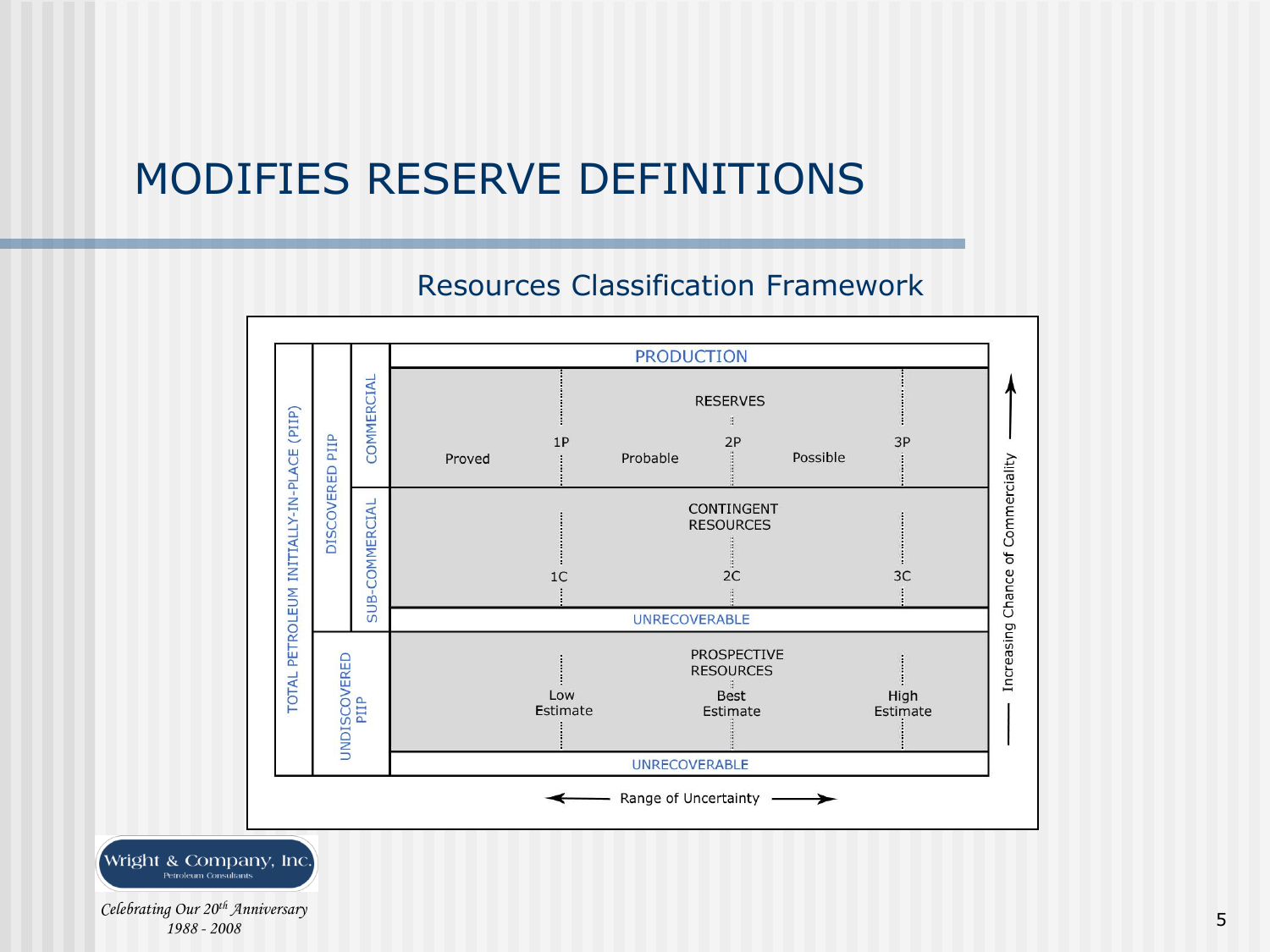# MODIFIES RESERVE DEFINITIONS

## Resources Classification Framework

| TOTAL PETROLEUM INITIALLY-IN-PLACE (PIIP) | | | | | |
|---|---|---|---|---|---|
| DISCOVERED PIIP | | PRODUCTION | | | |
| | COMMERCIAL | RESERVES | | | |
| | | Proved | 1P | Probable 2P | Possible 3P |
| | SUB-COMMERCIAL | CONTINGENT RESOURCES | | | |
| | | | 1C | 2C | 3C |
| | | UNRECOVERABLE | | | |
| UNDISCOVERED PIIP | | PROSPECTIVE RESOURCES | | | |
| | | | Low Estimate | Best Estimate | High Estimate |
| | | UNRECOVERABLE | | | |

← Range of Uncertainty →

Increasing Chance of Commerciality ↑

Wright & Company, Inc.
Petroleum Consultants

*Celebrating Our 20th Anniversary*
*1988 - 2008*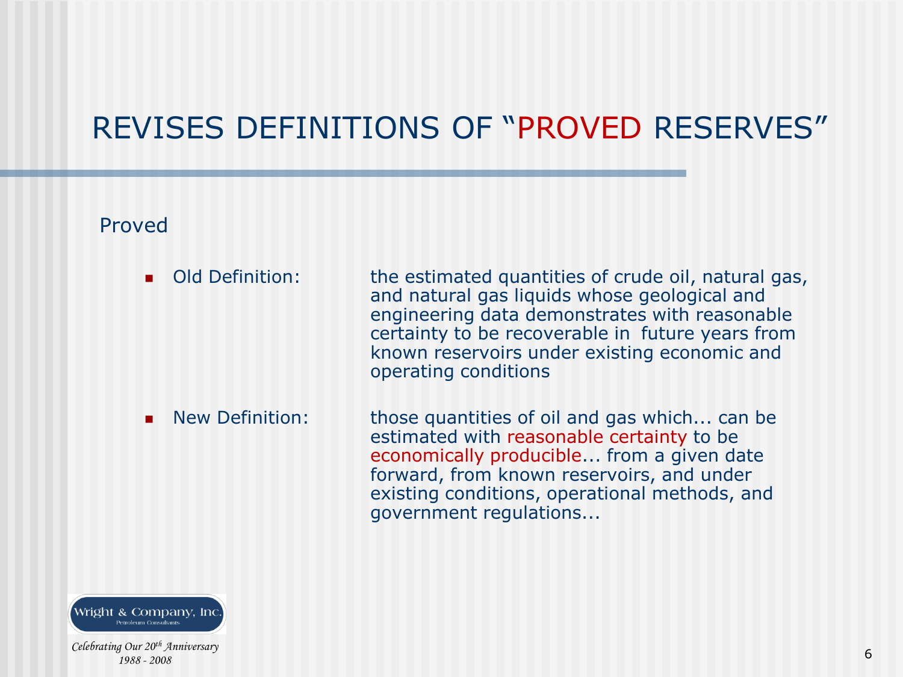# REVISES DEFINITIONS OF "PROVED RESERVES"

Proved

- Old Definition: the estimated quantities of crude oil, natural gas, and natural gas liquids whose geological and engineering data demonstrates with reasonable certainty to be recoverable in future years from known reservoirs under existing economic and operating conditions

- New Definition: those quantities of oil and gas which... can be estimated with reasonable certainty to be economically producible... from a given date forward, from known reservoirs, and under existing conditions, operational methods, and government regulations...

Wright & Company, Inc.
Petroleum Consultants

*Celebrating Our 20th Anniversary*
*1988 - 2008*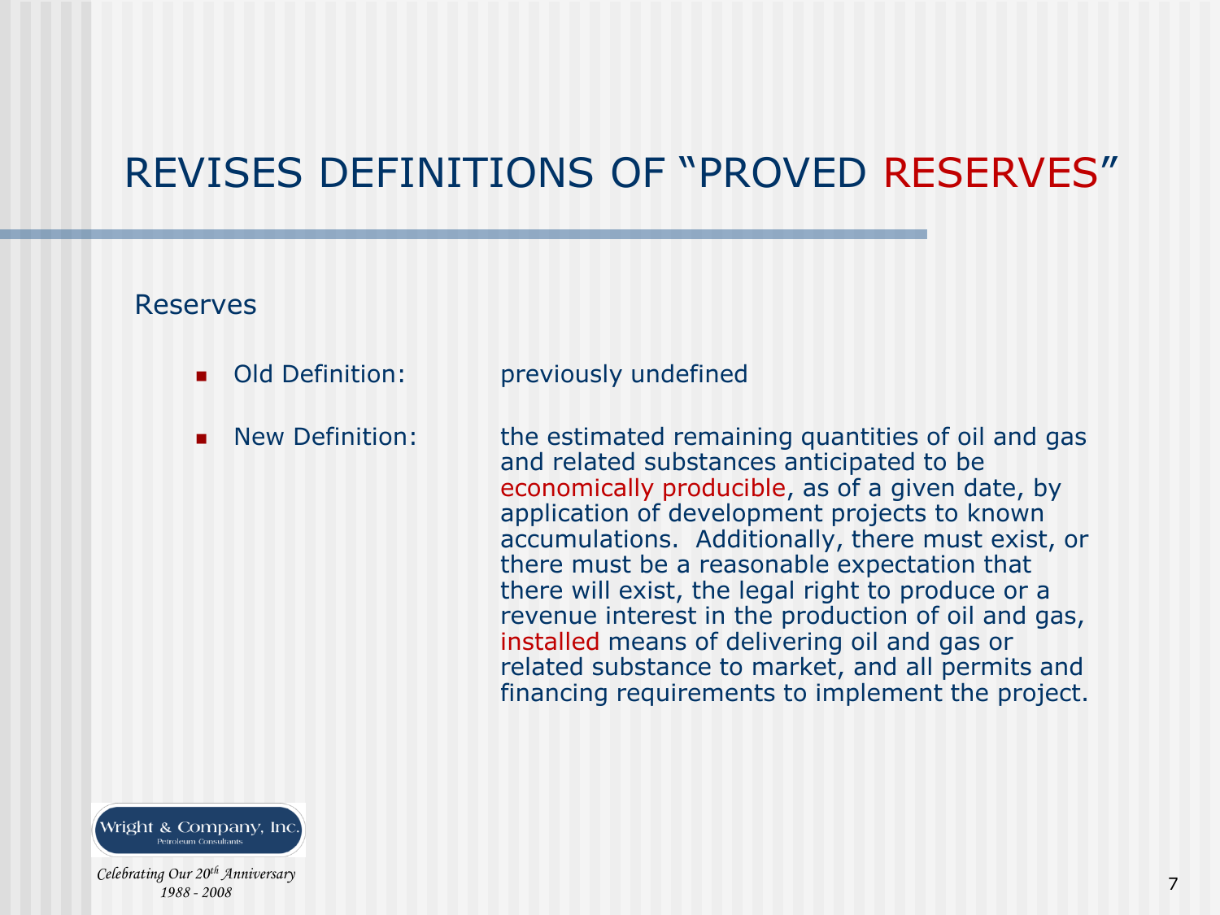# REVISES DEFINITIONS OF "PROVED RESERVES"

## Reserves

- **Old Definition:** previously undefined
- **New Definition:** the estimated remaining quantities of oil and gas and related substances anticipated to be economically producible, as of a given date, by application of development projects to known accumulations. Additionally, there must exist, or there must be a reasonable expectation that there will exist, the legal right to produce or a revenue interest in the production of oil and gas, installed means of delivering oil and gas or related substance to market, and all permits and financing requirements to implement the project.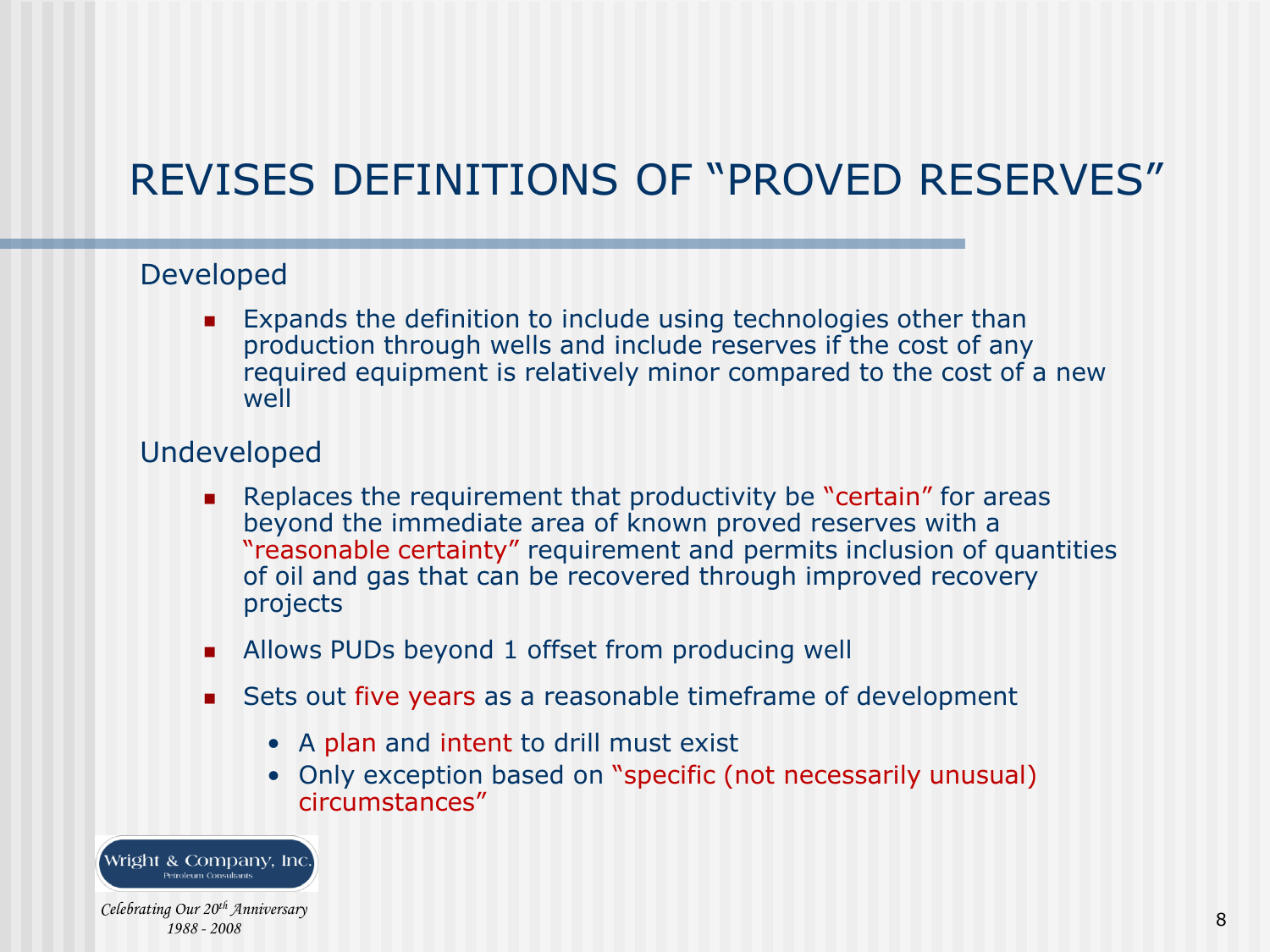# REVISES DEFINITIONS OF "PROVED RESERVES"

## Developed

- Expands the definition to include using technologies other than production through wells and include reserves if the cost of any required equipment is relatively minor compared to the cost of a new well

## Undeveloped

- Replaces the requirement that productivity be "certain" for areas beyond the immediate area of known proved reserves with a "reasonable certainty" requirement and permits inclusion of quantities of oil and gas that can be recovered through improved recovery projects
- Allows PUDs beyond 1 offset from producing well
- Sets out five years as a reasonable timeframe of development
  - A plan and intent to drill must exist
  - Only exception based on "specific (not necessarily unusual) circumstances"

Wright & Company, Inc. Petroleum Consultants

*Celebrating Our 20th Anniversary 1988 - 2008*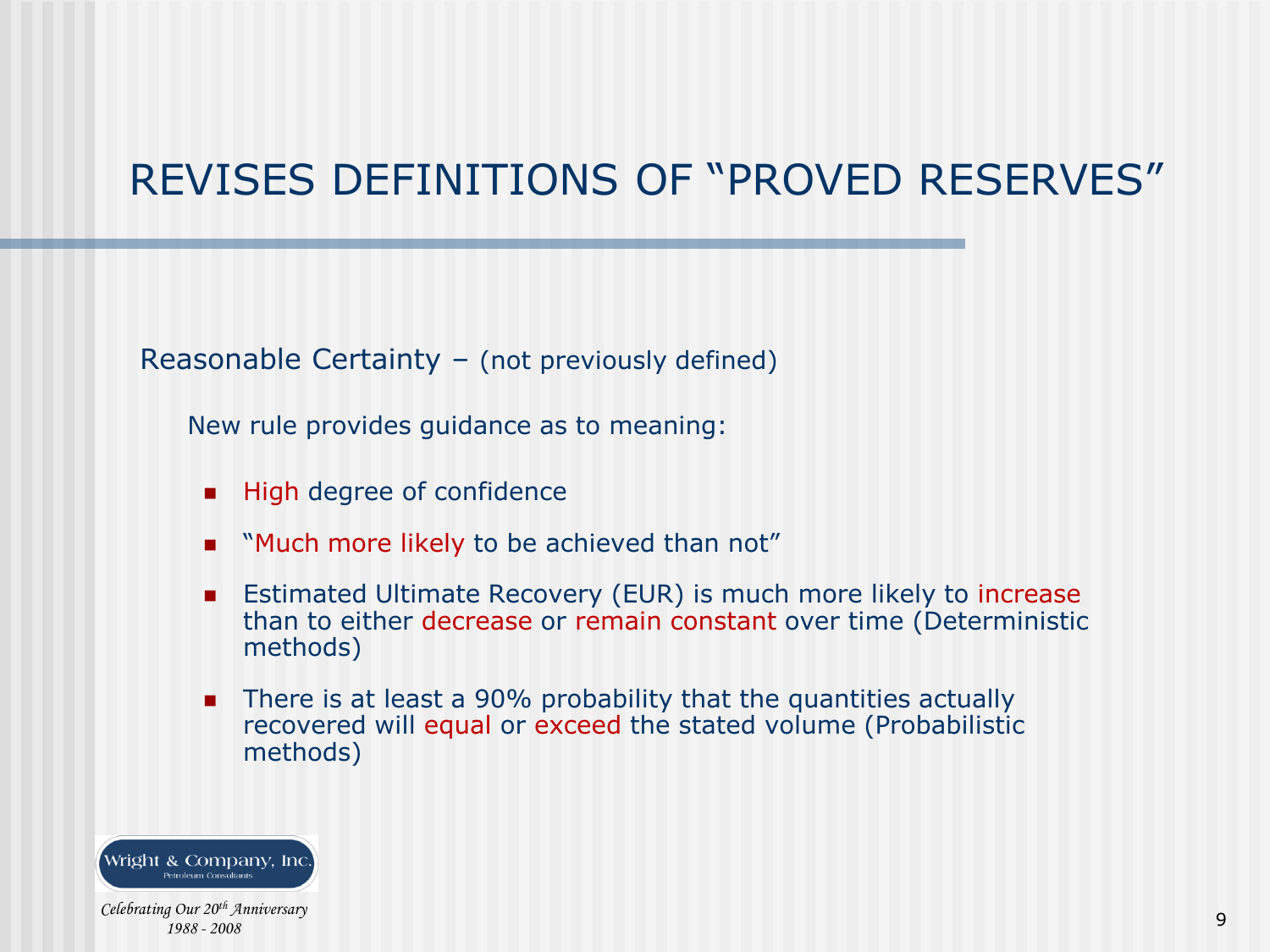# REVISES DEFINITIONS OF "PROVED RESERVES"

Reasonable Certainty – (not previously defined)

New rule provides guidance as to meaning:

- High degree of confidence
- "Much more likely to be achieved than not"
- Estimated Ultimate Recovery (EUR) is much more likely to increase than to either decrease or remain constant over time (Deterministic methods)
- There is at least a 90% probability that the quantities actually recovered will equal or exceed the stated volume (Probabilistic methods)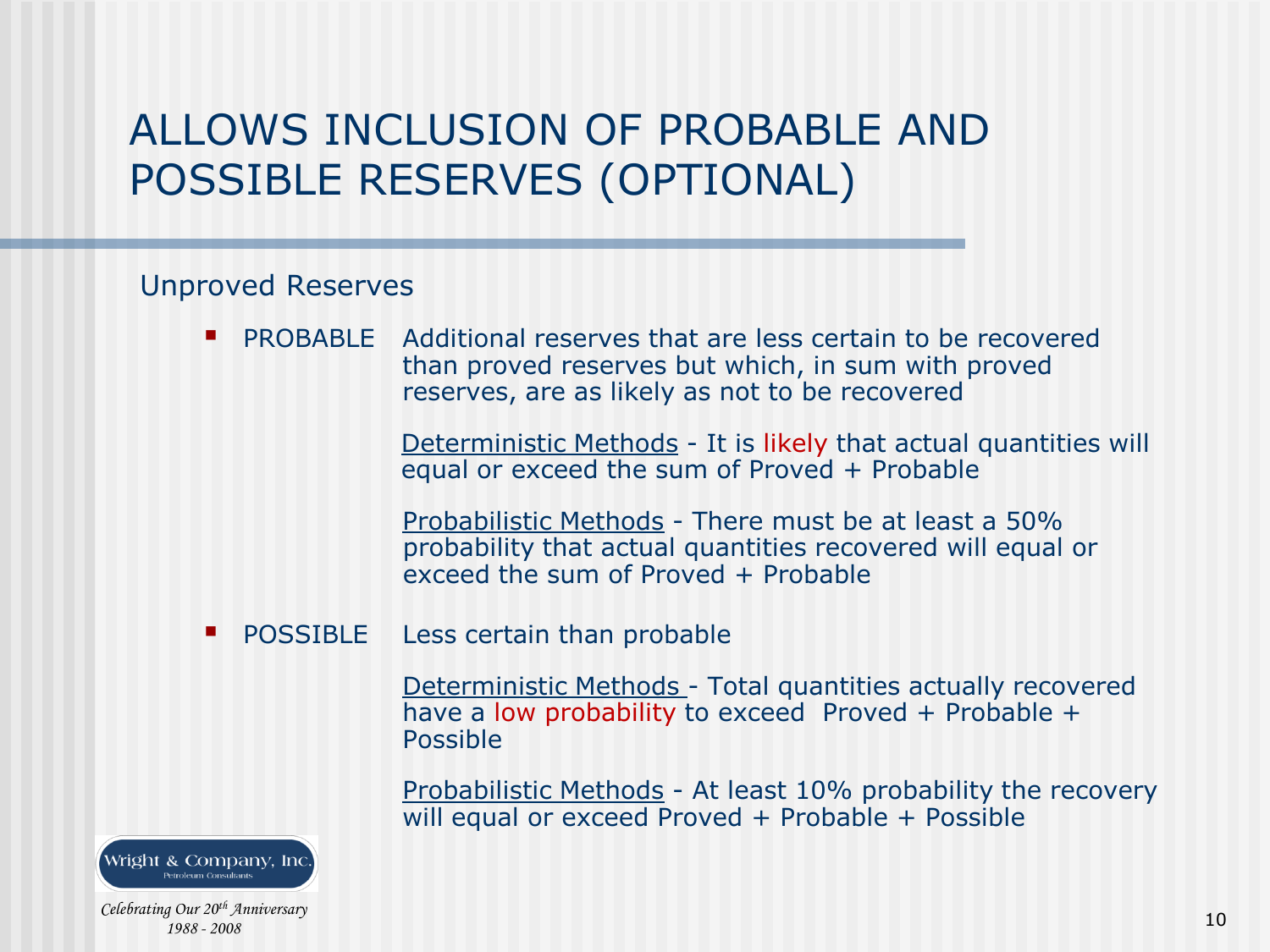# ALLOWS INCLUSION OF PROBABLE AND POSSIBLE RESERVES (OPTIONAL)

Unproved Reserves

- PROBABLE Additional reserves that are less certain to be recovered than proved reserves but which, in sum with proved reserves, are as likely as not to be recovered

  Deterministic Methods - It is likely that actual quantities will equal or exceed the sum of Proved + Probable

  Probabilistic Methods - There must be at least a 50% probability that actual quantities recovered will equal or exceed the sum of Proved + Probable

- POSSIBLE Less certain than probable

  Deterministic Methods - Total quantities actually recovered have a low probability to exceed Proved + Probable + Possible

  Probabilistic Methods - At least 10% probability the recovery will equal or exceed Proved + Probable + Possible

Wright & Company, Inc.
Petroleum Consultants

*Celebrating Our 20th Anniversary*
*1988 - 2008*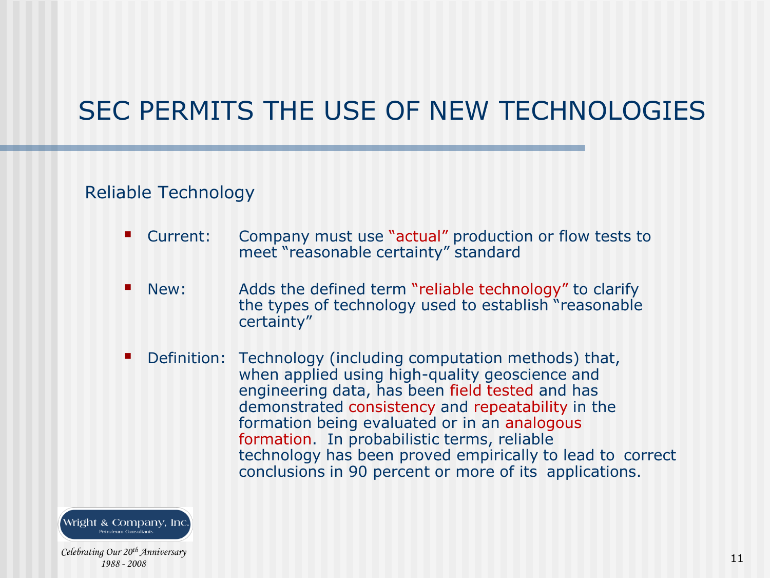# SEC PERMITS THE USE OF NEW TECHNOLOGIES

## Reliable Technology

- Current: Company must use "actual" production or flow tests to meet "reasonable certainty" standard
- New: Adds the defined term "reliable technology" to clarify the types of technology used to establish "reasonable certainty"
- Definition: Technology (including computation methods) that, when applied using high-quality geoscience and engineering data, has been field tested and has demonstrated consistency and repeatability in the formation being evaluated or in an analogous formation. In probabilistic terms, reliable technology has been proved empirically to lead to correct conclusions in 90 percent or more of its applications.

Wright & Company, Inc.
Petroleum Consultants

*Celebrating Our 20th Anniversary*
*1988 - 2008*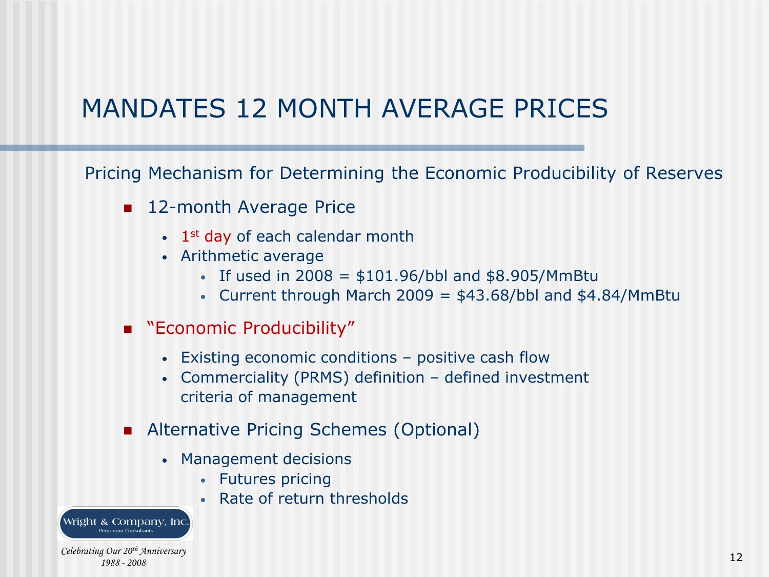# MANDATES 12 MONTH AVERAGE PRICES

Pricing Mechanism for Determining the Economic Producibility of Reserves

- 12-month Average Price
  - 1st day of each calendar month
  - Arithmetic average
    - If used in 2008 = $101.96/bbl and $8.905/MmBtu
    - Current through March 2009 = $43.68/bbl and $4.84/MmBtu
- "Economic Producibility"
  - Existing economic conditions – positive cash flow
  - Commerciality (PRMS) definition – defined investment criteria of management
- Alternative Pricing Schemes (Optional)
  - Management decisions
    - Futures pricing
    - Rate of return thresholds

Wright & Company, Inc.
Petroleum Consultants

*Celebrating Our 20th Anniversary*
*1988 - 2008*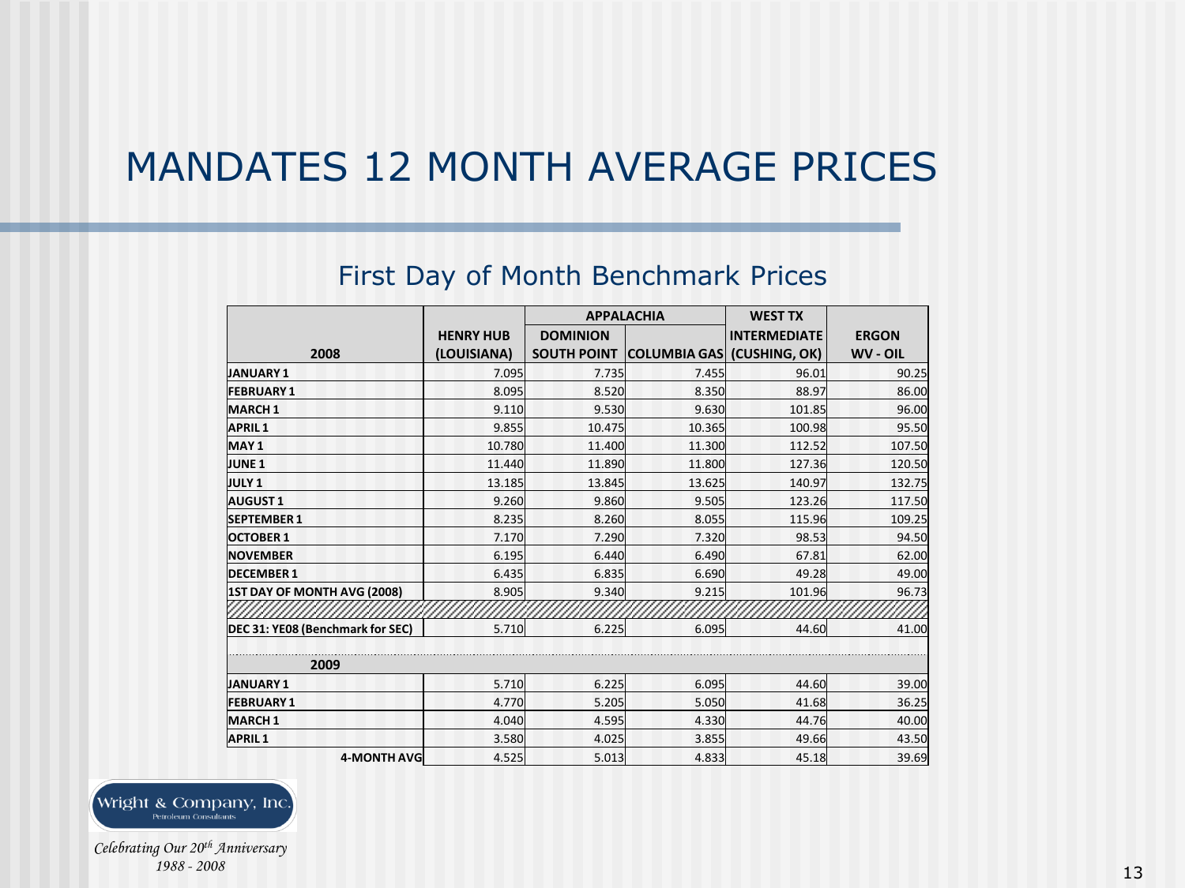# MANDATES 12 MONTH AVERAGE PRICES

## First Day of Month Benchmark Prices

| 2008 | HENRY HUB (LOUISIANA) | APPALACHIA DOMINION SOUTH POINT | APPALACHIA COLUMBIA GAS | WEST TX INTERMEDIATE (CUSHING, OK) | ERGON WV - OIL |
|---|---|---|---|---|---|
| **JANUARY 1** | 7.095 | 7.735 | 7.455 | 96.01 | 90.25 |
| **FEBRUARY 1** | 8.095 | 8.520 | 8.350 | 88.97 | 86.00 |
| **MARCH 1** | 9.110 | 9.530 | 9.630 | 101.85 | 96.00 |
| **APRIL 1** | 9.855 | 10.475 | 10.365 | 100.98 | 95.50 |
| **MAY 1** | 10.780 | 11.400 | 11.300 | 112.52 | 107.50 |
| **JUNE 1** | 11.440 | 11.890 | 11.800 | 127.36 | 120.50 |
| **JULY 1** | 13.185 | 13.845 | 13.625 | 140.97 | 132.75 |
| **AUGUST 1** | 9.260 | 9.860 | 9.505 | 123.26 | 117.50 |
| **SEPTEMBER 1** | 8.235 | 8.260 | 8.055 | 115.96 | 109.25 |
| **OCTOBER 1** | 7.170 | 7.290 | 7.320 | 98.53 | 94.50 |
| **NOVEMBER** | 6.195 | 6.440 | 6.490 | 67.81 | 62.00 |
| **DECEMBER 1** | 6.435 | 6.835 | 6.690 | 49.28 | 49.00 |
| **1ST DAY OF MONTH AVG (2008)** | 8.905 | 9.340 | 9.215 | 101.96 | 96.73 |
| **DEC 31: YE08 (Benchmark for SEC)** | 5.710 | 6.225 | 6.095 | 44.60 | 41.00 |
| **2009** | | | | | |
| **JANUARY 1** | 5.710 | 6.225 | 6.095 | 44.60 | 39.00 |
| **FEBRUARY 1** | 4.770 | 5.205 | 5.050 | 41.68 | 36.25 |
| **MARCH 1** | 4.040 | 4.595 | 4.330 | 44.76 | 40.00 |
| **APRIL 1** | 3.580 | 4.025 | 3.855 | 49.66 | 43.50 |
| **4-MONTH AVG** | 4.525 | 5.013 | 4.833 | 45.18 | 39.69 |

Wright & Company, Inc.
Petroleum Consultants

*Celebrating Our 20th Anniversary*
*1988 - 2008*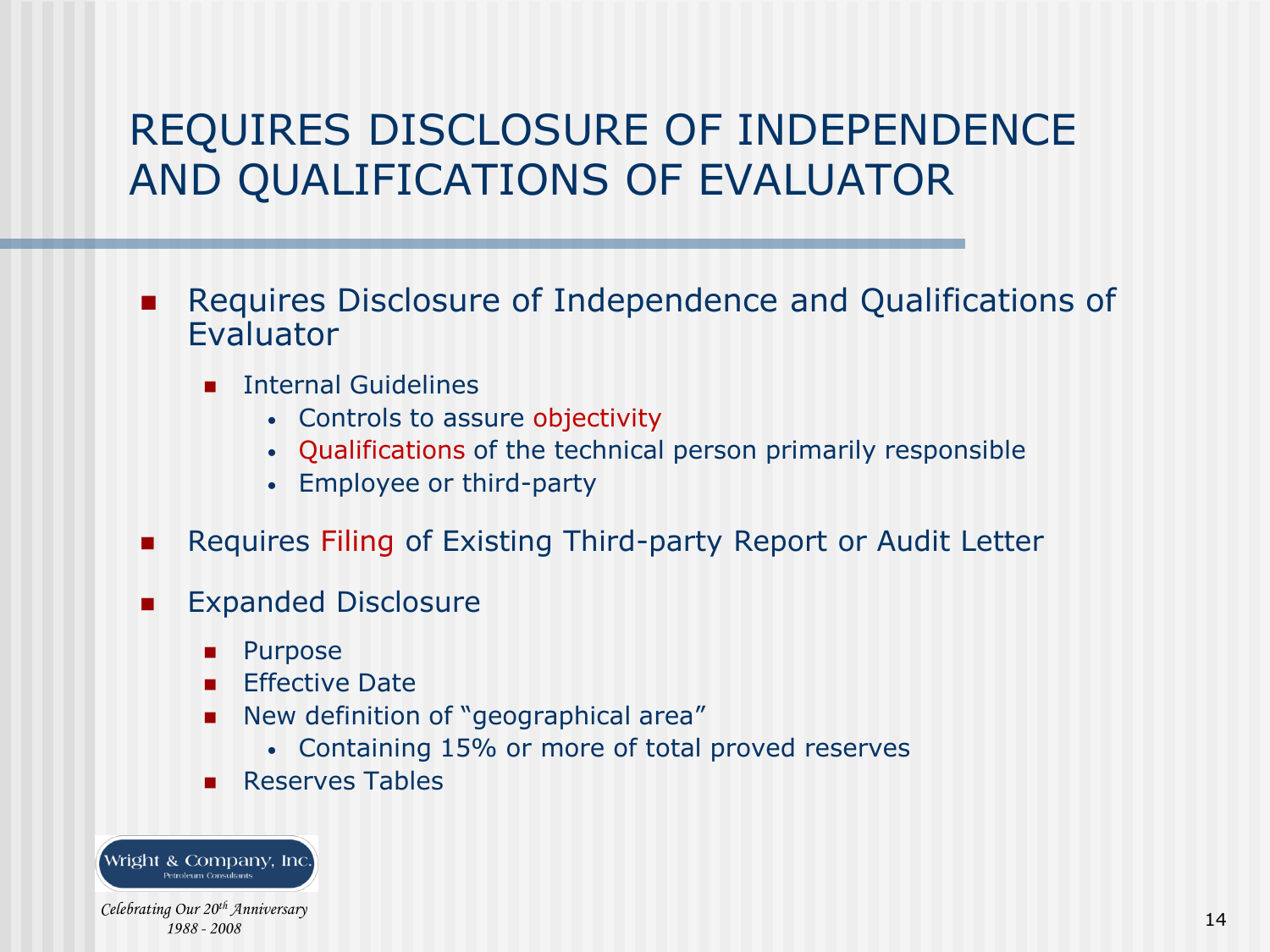# REQUIRES DISCLOSURE OF INDEPENDENCE AND QUALIFICATIONS OF EVALUATOR

- Requires Disclosure of Independence and Qualifications of Evaluator
  - Internal Guidelines
    - Controls to assure objectivity
    - Qualifications of the technical person primarily responsible
    - Employee or third-party
- Requires Filing of Existing Third-party Report or Audit Letter
- Expanded Disclosure
  - Purpose
  - Effective Date
  - New definition of "geographical area"
    - Containing 15% or more of total proved reserves
  - Reserves Tables

Wright & Company, Inc.
Petroleum Consultants

*Celebrating Our 20th Anniversary*
*1988 - 2008*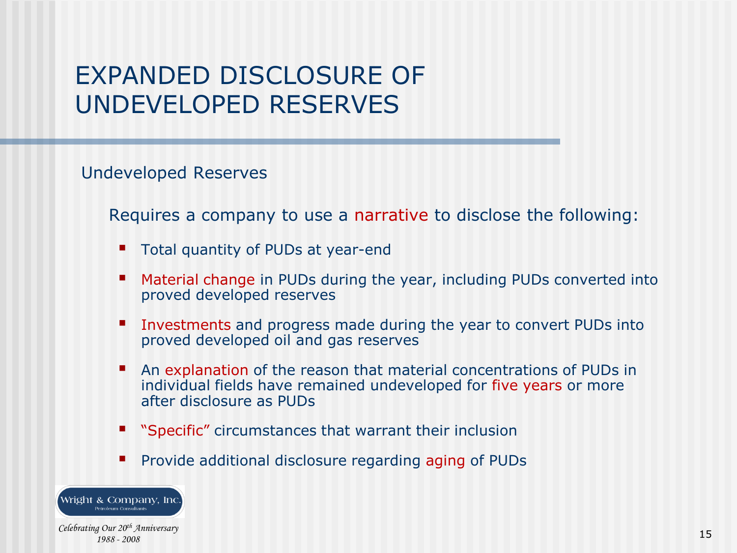# EXPANDED DISCLOSURE OF UNDEVELOPED RESERVES

## Undeveloped Reserves

Requires a company to use a narrative to disclose the following:

- Total quantity of PUDs at year-end
- Material change in PUDs during the year, including PUDs converted into proved developed reserves
- Investments and progress made during the year to convert PUDs into proved developed oil and gas reserves
- An explanation of the reason that material concentrations of PUDs in individual fields have remained undeveloped for five years or more after disclosure as PUDs
- "Specific" circumstances that warrant their inclusion
- Provide additional disclosure regarding aging of PUDs

Wright & Company, Inc.
Petroleum Consultants

*Celebrating Our 20th Anniversary*
*1988 - 2008*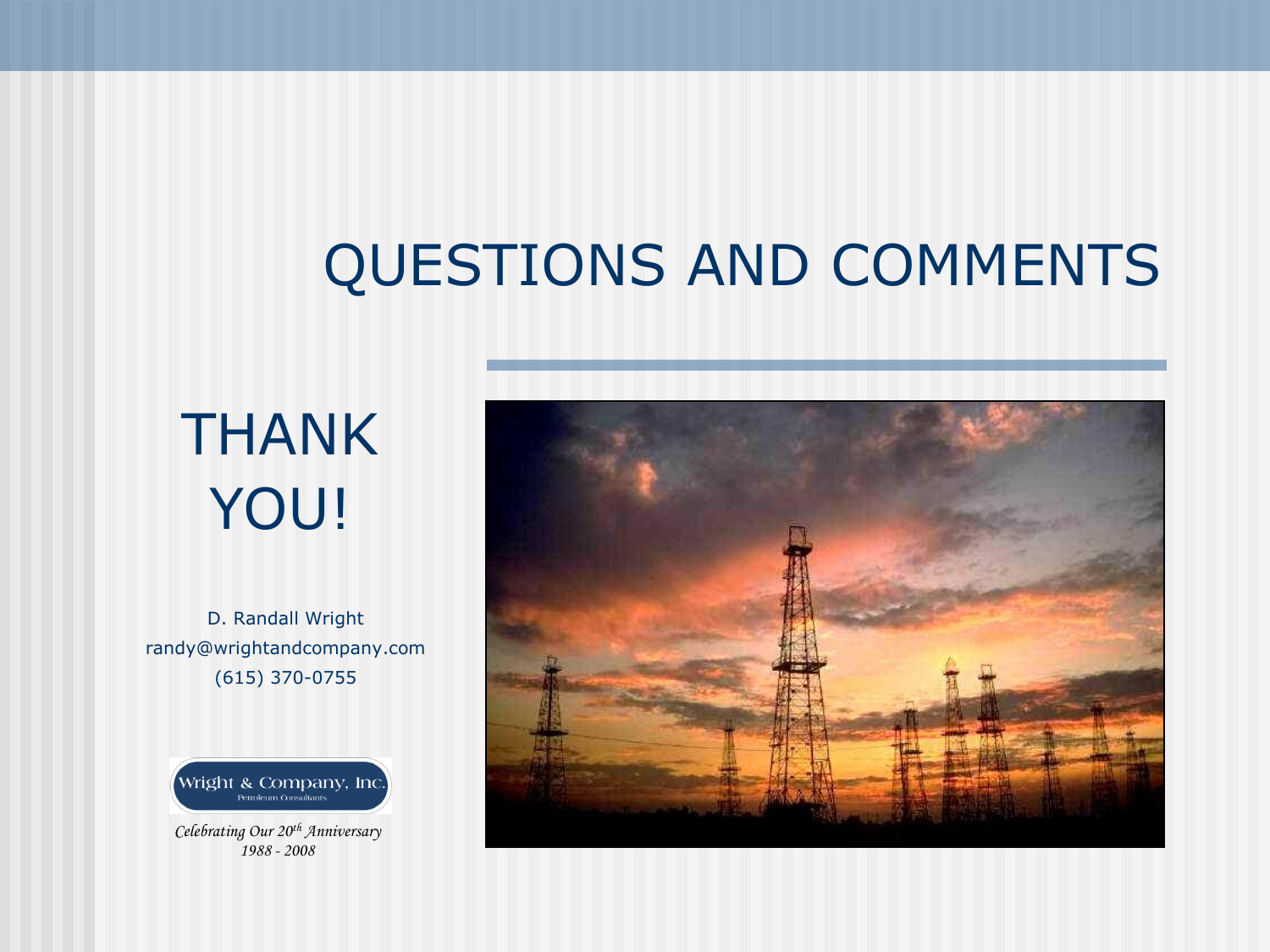# QUESTIONS AND COMMENTS

## THANK YOU!

D. Randall Wright
randy@wrightandcompany.com
(615) 370-0755

Wright & Company, Inc.
Petroleum Consultants

*Celebrating Our 20th Anniversary*
*1988 - 2008*